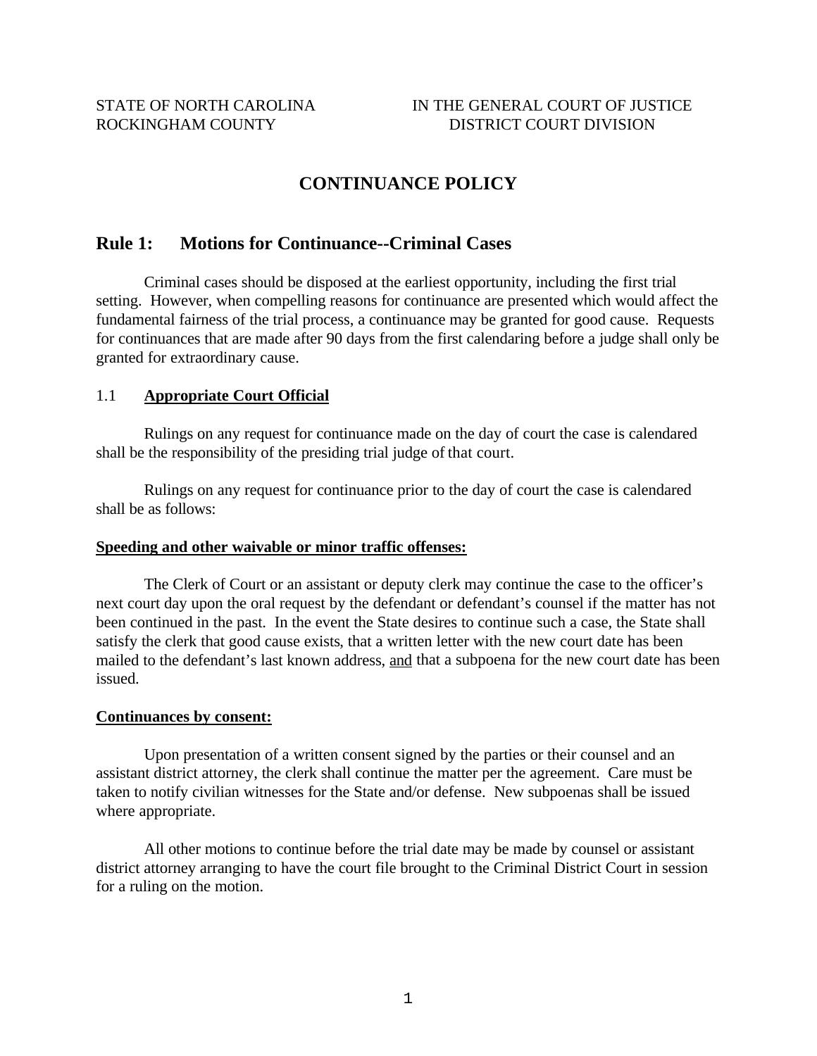STATE OF NORTH CAROLINA  
ROCKINGHAM COUNTY

IN THE GENERAL COURT OF JUSTICE  
DISTRICT COURT DIVISION

# CONTINUANCE POLICY

## Rule 1: Motions for Continuance--Criminal Cases

Criminal cases should be disposed at the earliest opportunity, including the first trial setting. However, when compelling reasons for continuance are presented which would affect the fundamental fairness of the trial process, a continuance may be granted for good cause. Requests for continuances that are made after 90 days from the first calendaring before a judge shall only be granted for extraordinary cause.

### 1.1 **Appropriate Court Official**

Rulings on any request for continuance made on the day of court the case is calendared shall be the responsibility of the presiding trial judge of that court.

Rulings on any request for continuance prior to the day of court the case is calendared shall be as follows:

**Speeding and other waivable or minor traffic offenses:**

The Clerk of Court or an assistant or deputy clerk may continue the case to the officer's next court day upon the oral request by the defendant or defendant's counsel if the matter has not been continued in the past. In the event the State desires to continue such a case, the State shall satisfy the clerk that good cause exists, that a written letter with the new court date has been mailed to the defendant's last known address, and that a subpoena for the new court date has been issued.

**Continuances by consent:**

Upon presentation of a written consent signed by the parties or their counsel and an assistant district attorney, the clerk shall continue the matter per the agreement. Care must be taken to notify civilian witnesses for the State and/or defense. New subpoenas shall be issued where appropriate.

All other motions to continue before the trial date may be made by counsel or assistant district attorney arranging to have the court file brought to the Criminal District Court in session for a ruling on the motion.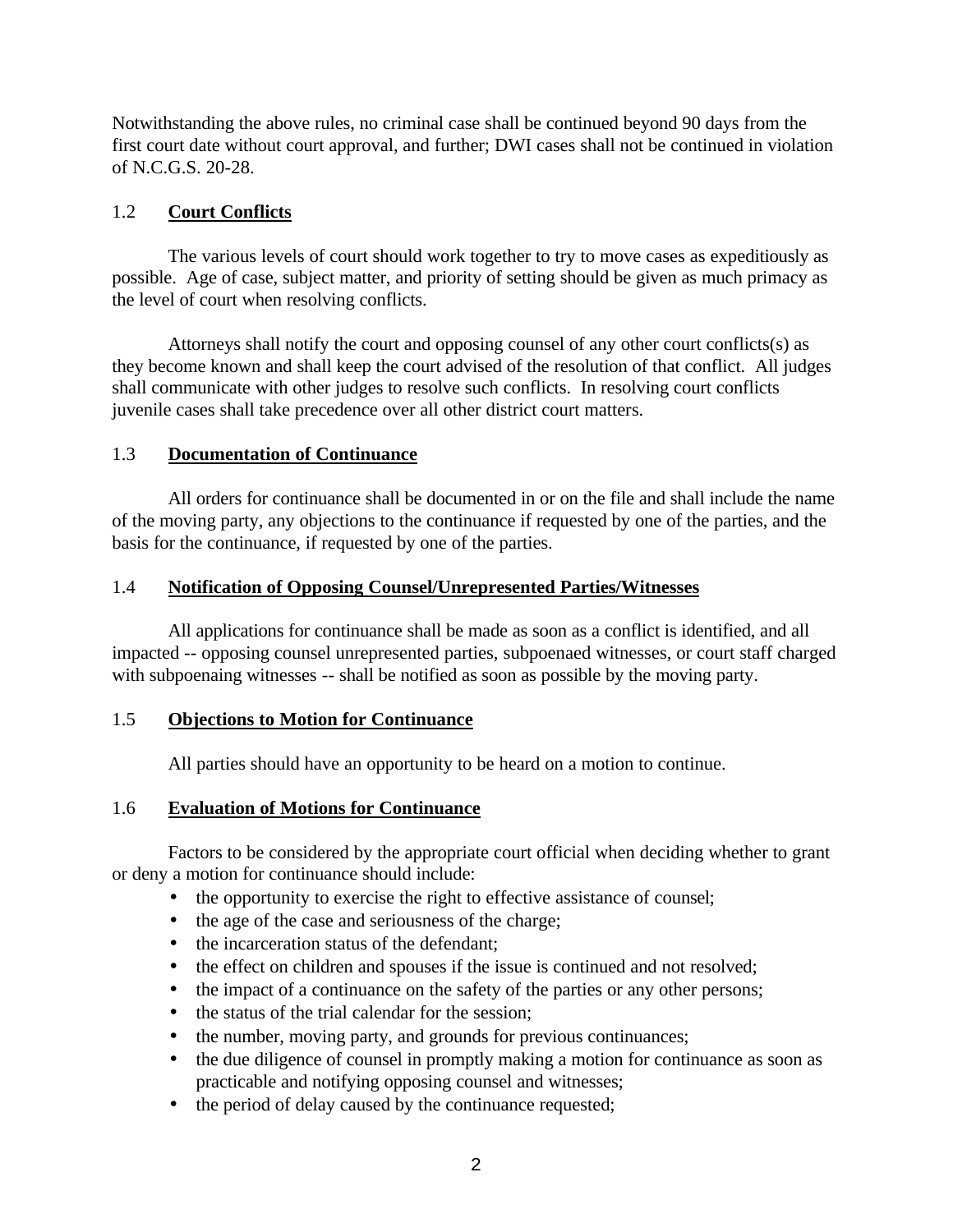Notwithstanding the above rules, no criminal case shall be continued beyond 90 days from the first court date without court approval, and further; DWI cases shall not be continued in violation of N.C.G.S. 20-28.

## 1.2 **Court Conflicts**

The various levels of court should work together to try to move cases as expeditiously as possible. Age of case, subject matter, and priority of setting should be given as much primacy as the level of court when resolving conflicts.

Attorneys shall notify the court and opposing counsel of any other court conflicts(s) as they become known and shall keep the court advised of the resolution of that conflict. All judges shall communicate with other judges to resolve such conflicts. In resolving court conflicts juvenile cases shall take precedence over all other district court matters.

## 1.3 **Documentation of Continuance**

All orders for continuance shall be documented in or on the file and shall include the name of the moving party, any objections to the continuance if requested by one of the parties, and the basis for the continuance, if requested by one of the parties.

## 1.4 **Notification of Opposing Counsel/Unrepresented Parties/Witnesses**

All applications for continuance shall be made as soon as a conflict is identified, and all impacted -- opposing counsel unrepresented parties, subpoenaed witnesses, or court staff charged with subpoenaing witnesses -- shall be notified as soon as possible by the moving party.

## 1.5 **Objections to Motion for Continuance**

All parties should have an opportunity to be heard on a motion to continue.

## 1.6 **Evaluation of Motions for Continuance**

Factors to be considered by the appropriate court official when deciding whether to grant or deny a motion for continuance should include:

- the opportunity to exercise the right to effective assistance of counsel;
- the age of the case and seriousness of the charge;
- the incarceration status of the defendant;
- the effect on children and spouses if the issue is continued and not resolved;
- the impact of a continuance on the safety of the parties or any other persons;
- the status of the trial calendar for the session;
- the number, moving party, and grounds for previous continuances;
- the due diligence of counsel in promptly making a motion for continuance as soon as practicable and notifying opposing counsel and witnesses;
- the period of delay caused by the continuance requested;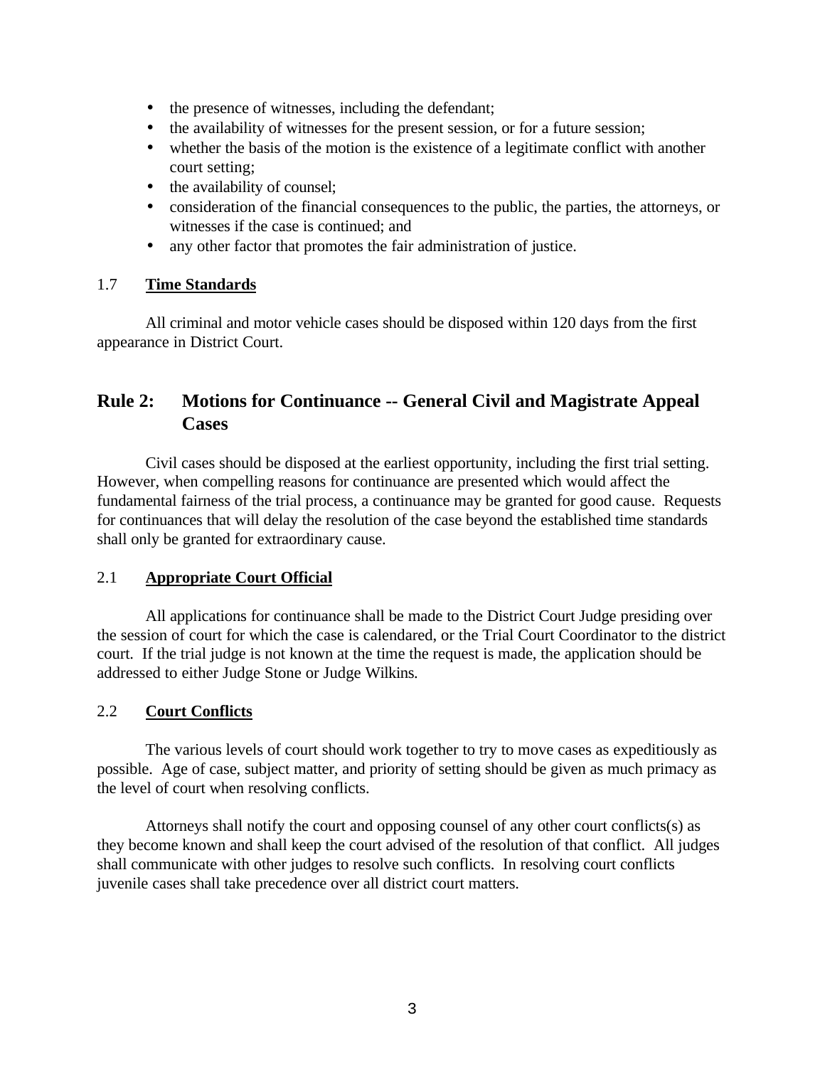- the presence of witnesses, including the defendant;
- the availability of witnesses for the present session, or for a future session;
- whether the basis of the motion is the existence of a legitimate conflict with another court setting;
- the availability of counsel;
- consideration of the financial consequences to the public, the parties, the attorneys, or witnesses if the case is continued; and
- any other factor that promotes the fair administration of justice.

### 1.7 Time Standards

All criminal and motor vehicle cases should be disposed within 120 days from the first appearance in District Court.

## Rule 2: Motions for Continuance -- General Civil and Magistrate Appeal Cases

Civil cases should be disposed at the earliest opportunity, including the first trial setting. However, when compelling reasons for continuance are presented which would affect the fundamental fairness of the trial process, a continuance may be granted for good cause. Requests for continuances that will delay the resolution of the case beyond the established time standards shall only be granted for extraordinary cause.

### 2.1 Appropriate Court Official

All applications for continuance shall be made to the District Court Judge presiding over the session of court for which the case is calendared, or the Trial Court Coordinator to the district court. If the trial judge is not known at the time the request is made, the application should be addressed to either Judge Stone or Judge Wilkins.

### 2.2 Court Conflicts

The various levels of court should work together to try to move cases as expeditiously as possible. Age of case, subject matter, and priority of setting should be given as much primacy as the level of court when resolving conflicts.

Attorneys shall notify the court and opposing counsel of any other court conflicts(s) as they become known and shall keep the court advised of the resolution of that conflict. All judges shall communicate with other judges to resolve such conflicts. In resolving court conflicts juvenile cases shall take precedence over all district court matters.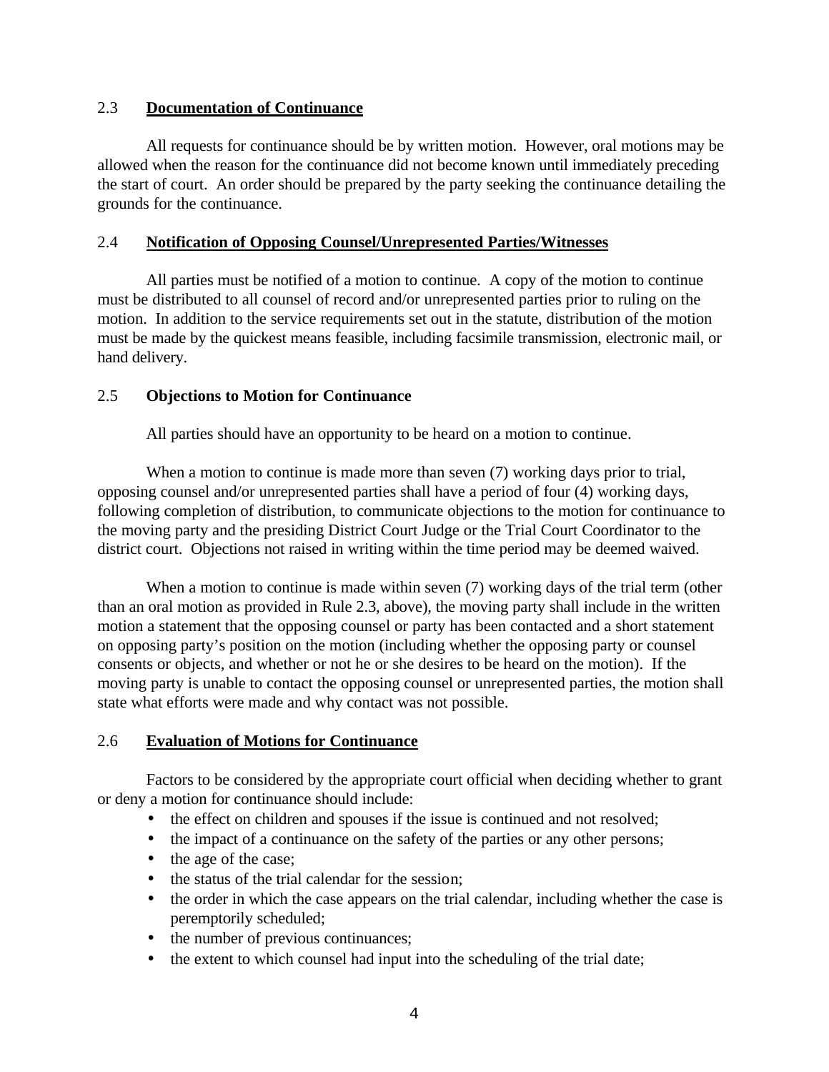### 2.3 **Documentation of Continuance**

All requests for continuance should be by written motion. However, oral motions may be allowed when the reason for the continuance did not become known until immediately preceding the start of court. An order should be prepared by the party seeking the continuance detailing the grounds for the continuance.

### 2.4 **Notification of Opposing Counsel/Unrepresented Parties/Witnesses**

All parties must be notified of a motion to continue. A copy of the motion to continue must be distributed to all counsel of record and/or unrepresented parties prior to ruling on the motion. In addition to the service requirements set out in the statute, distribution of the motion must be made by the quickest means feasible, including facsimile transmission, electronic mail, or hand delivery.

### 2.5 **Objections to Motion for Continuance**

All parties should have an opportunity to be heard on a motion to continue.

When a motion to continue is made more than seven (7) working days prior to trial, opposing counsel and/or unrepresented parties shall have a period of four (4) working days, following completion of distribution, to communicate objections to the motion for continuance to the moving party and the presiding District Court Judge or the Trial Court Coordinator to the district court. Objections not raised in writing within the time period may be deemed waived.

When a motion to continue is made within seven (7) working days of the trial term (other than an oral motion as provided in Rule 2.3, above), the moving party shall include in the written motion a statement that the opposing counsel or party has been contacted and a short statement on opposing party's position on the motion (including whether the opposing party or counsel consents or objects, and whether or not he or she desires to be heard on the motion). If the moving party is unable to contact the opposing counsel or unrepresented parties, the motion shall state what efforts were made and why contact was not possible.

### 2.6 **Evaluation of Motions for Continuance**

Factors to be considered by the appropriate court official when deciding whether to grant or deny a motion for continuance should include:

- the effect on children and spouses if the issue is continued and not resolved;
- the impact of a continuance on the safety of the parties or any other persons;
- the age of the case;
- the status of the trial calendar for the session;
- the order in which the case appears on the trial calendar, including whether the case is peremptorily scheduled;
- the number of previous continuances;
- the extent to which counsel had input into the scheduling of the trial date;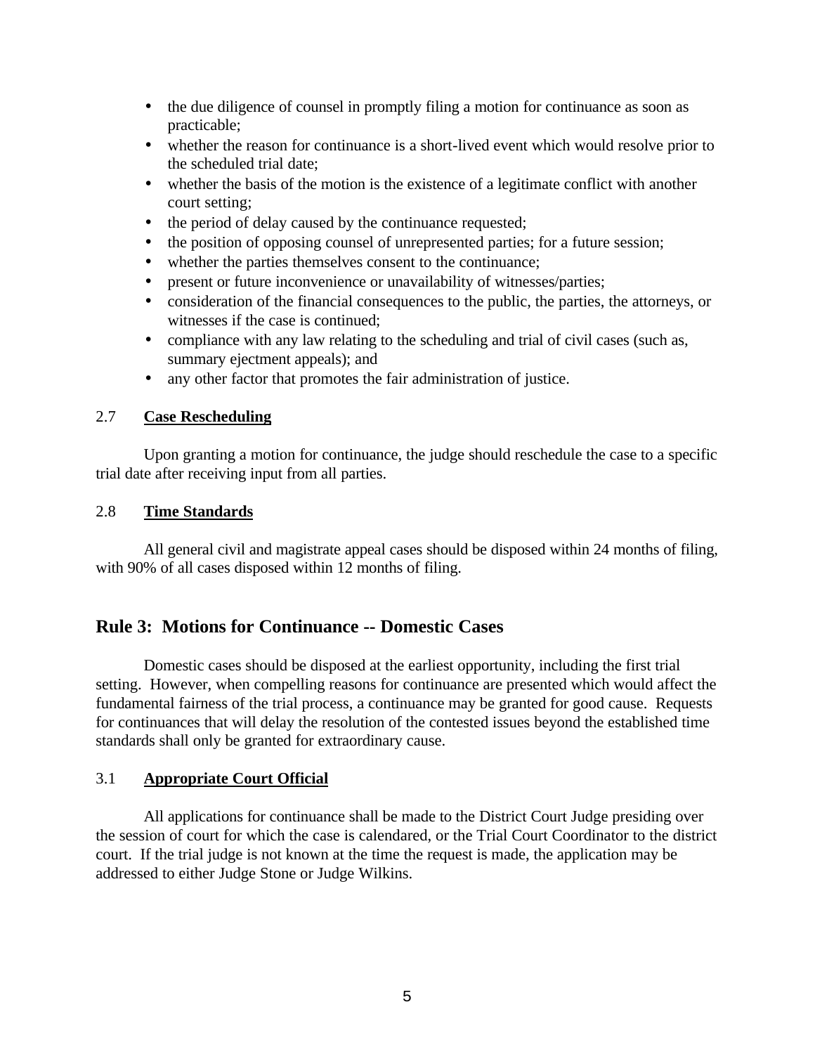- the due diligence of counsel in promptly filing a motion for continuance as soon as practicable;
- whether the reason for continuance is a short-lived event which would resolve prior to the scheduled trial date;
- whether the basis of the motion is the existence of a legitimate conflict with another court setting;
- the period of delay caused by the continuance requested;
- the position of opposing counsel of unrepresented parties; for a future session;
- whether the parties themselves consent to the continuance;
- present or future inconvenience or unavailability of witnesses/parties;
- consideration of the financial consequences to the public, the parties, the attorneys, or witnesses if the case is continued;
- compliance with any law relating to the scheduling and trial of civil cases (such as, summary ejectment appeals); and
- any other factor that promotes the fair administration of justice.

### 2.7 **Case Rescheduling**

Upon granting a motion for continuance, the judge should reschedule the case to a specific trial date after receiving input from all parties.

### 2.8 **Time Standards**

All general civil and magistrate appeal cases should be disposed within 24 months of filing, with 90% of all cases disposed within 12 months of filing.

## Rule 3: Motions for Continuance -- Domestic Cases

Domestic cases should be disposed at the earliest opportunity, including the first trial setting. However, when compelling reasons for continuance are presented which would affect the fundamental fairness of the trial process, a continuance may be granted for good cause. Requests for continuances that will delay the resolution of the contested issues beyond the established time standards shall only be granted for extraordinary cause.

### 3.1 **Appropriate Court Official**

All applications for continuance shall be made to the District Court Judge presiding over the session of court for which the case is calendared, or the Trial Court Coordinator to the district court. If the trial judge is not known at the time the request is made, the application may be addressed to either Judge Stone or Judge Wilkins.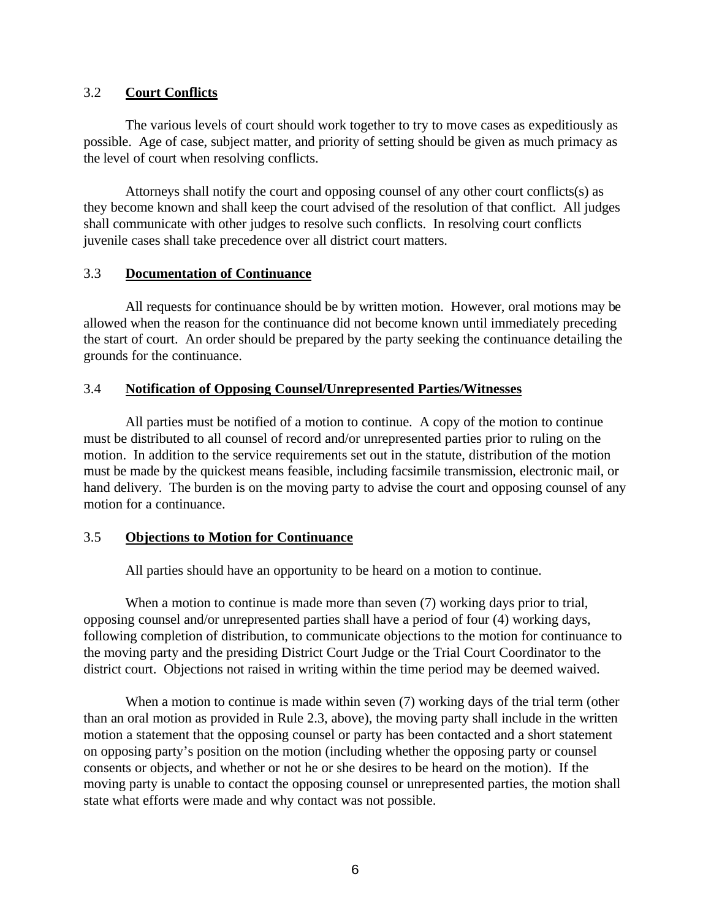### 3.2 **Court Conflicts**

The various levels of court should work together to try to move cases as expeditiously as possible. Age of case, subject matter, and priority of setting should be given as much primacy as the level of court when resolving conflicts.

Attorneys shall notify the court and opposing counsel of any other court conflicts(s) as they become known and shall keep the court advised of the resolution of that conflict. All judges shall communicate with other judges to resolve such conflicts. In resolving court conflicts juvenile cases shall take precedence over all district court matters.

### 3.3 **Documentation of Continuance**

All requests for continuance should be by written motion. However, oral motions may be allowed when the reason for the continuance did not become known until immediately preceding the start of court. An order should be prepared by the party seeking the continuance detailing the grounds for the continuance.

### 3.4 **Notification of Opposing Counsel/Unrepresented Parties/Witnesses**

All parties must be notified of a motion to continue. A copy of the motion to continue must be distributed to all counsel of record and/or unrepresented parties prior to ruling on the motion. In addition to the service requirements set out in the statute, distribution of the motion must be made by the quickest means feasible, including facsimile transmission, electronic mail, or hand delivery. The burden is on the moving party to advise the court and opposing counsel of any motion for a continuance.

### 3.5 **Objections to Motion for Continuance**

All parties should have an opportunity to be heard on a motion to continue.

When a motion to continue is made more than seven (7) working days prior to trial, opposing counsel and/or unrepresented parties shall have a period of four (4) working days, following completion of distribution, to communicate objections to the motion for continuance to the moving party and the presiding District Court Judge or the Trial Court Coordinator to the district court. Objections not raised in writing within the time period may be deemed waived.

When a motion to continue is made within seven (7) working days of the trial term (other than an oral motion as provided in Rule 2.3, above), the moving party shall include in the written motion a statement that the opposing counsel or party has been contacted and a short statement on opposing party's position on the motion (including whether the opposing party or counsel consents or objects, and whether or not he or she desires to be heard on the motion). If the moving party is unable to contact the opposing counsel or unrepresented parties, the motion shall state what efforts were made and why contact was not possible.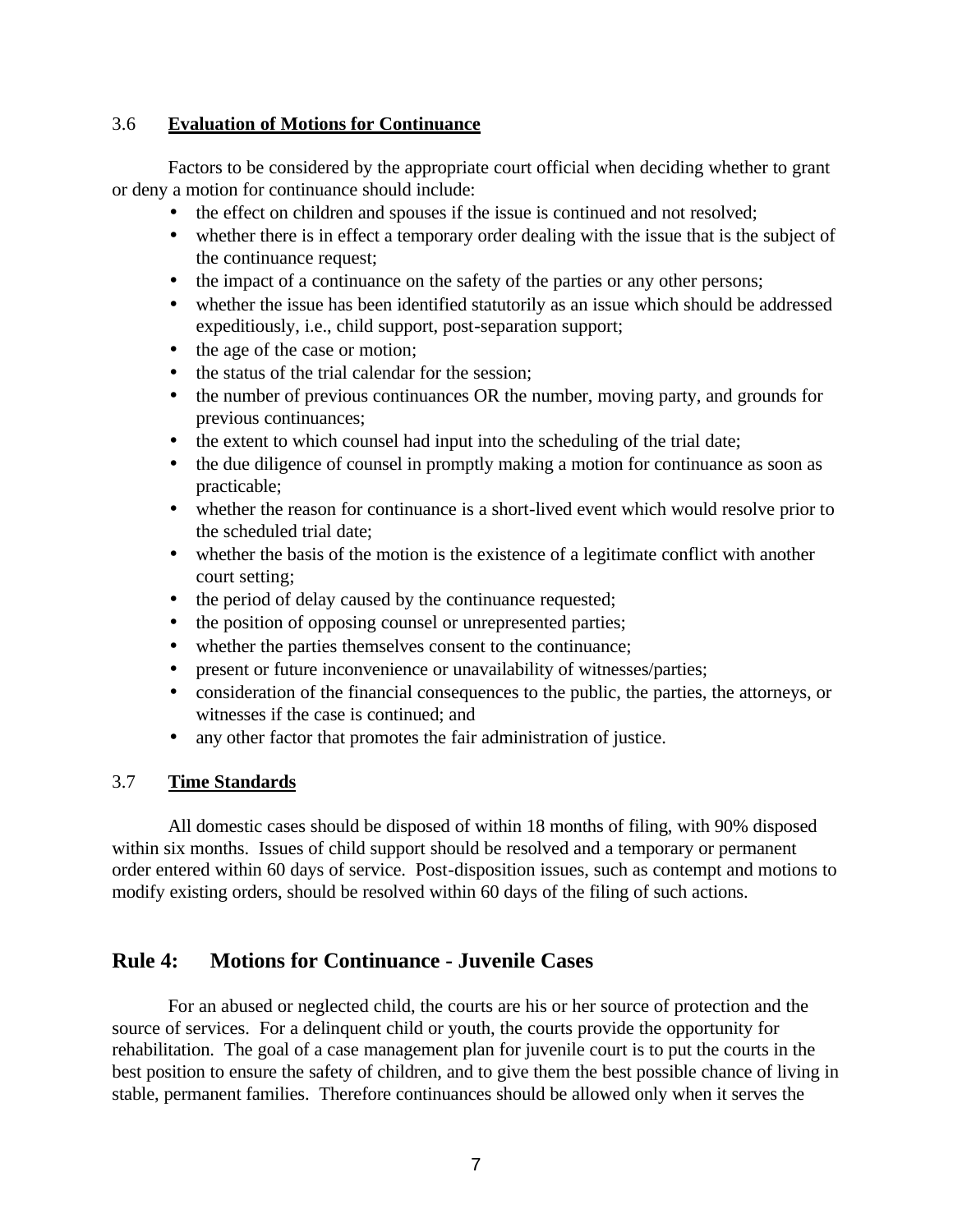### 3.6 **Evaluation of Motions for Continuance**

Factors to be considered by the appropriate court official when deciding whether to grant or deny a motion for continuance should include:

- the effect on children and spouses if the issue is continued and not resolved;
- whether there is in effect a temporary order dealing with the issue that is the subject of the continuance request;
- the impact of a continuance on the safety of the parties or any other persons;
- whether the issue has been identified statutorily as an issue which should be addressed expeditiously, i.e., child support, post-separation support;
- the age of the case or motion;
- the status of the trial calendar for the session;
- the number of previous continuances OR the number, moving party, and grounds for previous continuances;
- the extent to which counsel had input into the scheduling of the trial date;
- the due diligence of counsel in promptly making a motion for continuance as soon as practicable;
- whether the reason for continuance is a short-lived event which would resolve prior to the scheduled trial date;
- whether the basis of the motion is the existence of a legitimate conflict with another court setting;
- the period of delay caused by the continuance requested;
- the position of opposing counsel or unrepresented parties;
- whether the parties themselves consent to the continuance;
- present or future inconvenience or unavailability of witnesses/parties;
- consideration of the financial consequences to the public, the parties, the attorneys, or witnesses if the case is continued; and
- any other factor that promotes the fair administration of justice.

### 3.7 **Time Standards**

All domestic cases should be disposed of within 18 months of filing, with 90% disposed within six months. Issues of child support should be resolved and a temporary or permanent order entered within 60 days of service. Post-disposition issues, such as contempt and motions to modify existing orders, should be resolved within 60 days of the filing of such actions.

## Rule 4: Motions for Continuance - Juvenile Cases

For an abused or neglected child, the courts are his or her source of protection and the source of services. For a delinquent child or youth, the courts provide the opportunity for rehabilitation. The goal of a case management plan for juvenile court is to put the courts in the best position to ensure the safety of children, and to give them the best possible chance of living in stable, permanent families. Therefore continuances should be allowed only when it serves the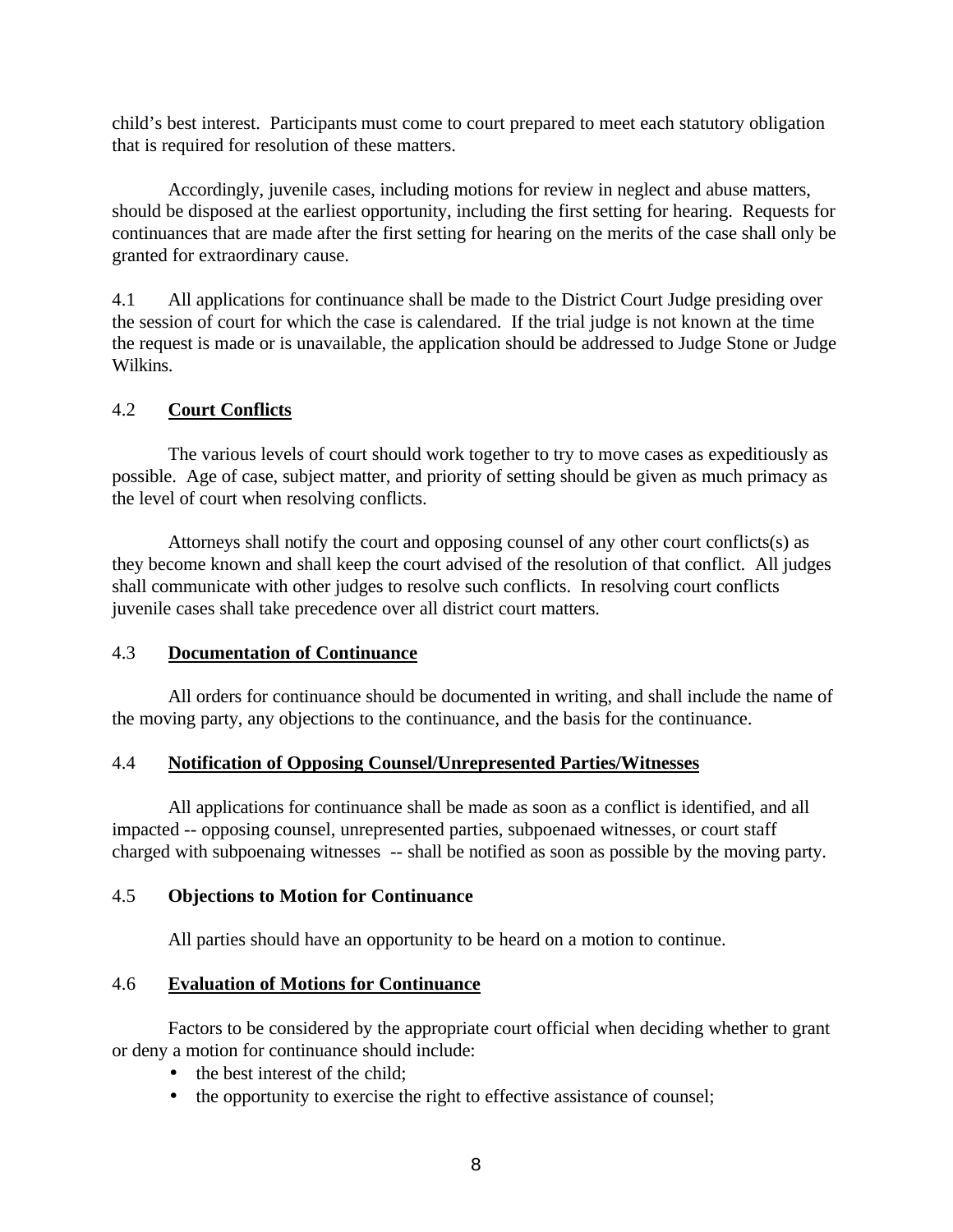child's best interest. Participants must come to court prepared to meet each statutory obligation that is required for resolution of these matters.

Accordingly, juvenile cases, including motions for review in neglect and abuse matters, should be disposed at the earliest opportunity, including the first setting for hearing. Requests for continuances that are made after the first setting for hearing on the merits of the case shall only be granted for extraordinary cause.

4.1 All applications for continuance shall be made to the District Court Judge presiding over the session of court for which the case is calendared. If the trial judge is not known at the time the request is made or is unavailable, the application should be addressed to Judge Stone or Judge Wilkins.

### 4.2 Court Conflicts

The various levels of court should work together to try to move cases as expeditiously as possible. Age of case, subject matter, and priority of setting should be given as much primacy as the level of court when resolving conflicts.

Attorneys shall notify the court and opposing counsel of any other court conflicts(s) as they become known and shall keep the court advised of the resolution of that conflict. All judges shall communicate with other judges to resolve such conflicts. In resolving court conflicts juvenile cases shall take precedence over all district court matters.

### 4.3 Documentation of Continuance

All orders for continuance should be documented in writing, and shall include the name of the moving party, any objections to the continuance, and the basis for the continuance.

### 4.4 Notification of Opposing Counsel/Unrepresented Parties/Witnesses

All applications for continuance shall be made as soon as a conflict is identified, and all impacted -- opposing counsel, unrepresented parties, subpoenaed witnesses, or court staff charged with subpoenaing witnesses -- shall be notified as soon as possible by the moving party.

### 4.5 Objections to Motion for Continuance

All parties should have an opportunity to be heard on a motion to continue.

### 4.6 Evaluation of Motions for Continuance

Factors to be considered by the appropriate court official when deciding whether to grant or deny a motion for continuance should include:

- the best interest of the child;
- the opportunity to exercise the right to effective assistance of counsel;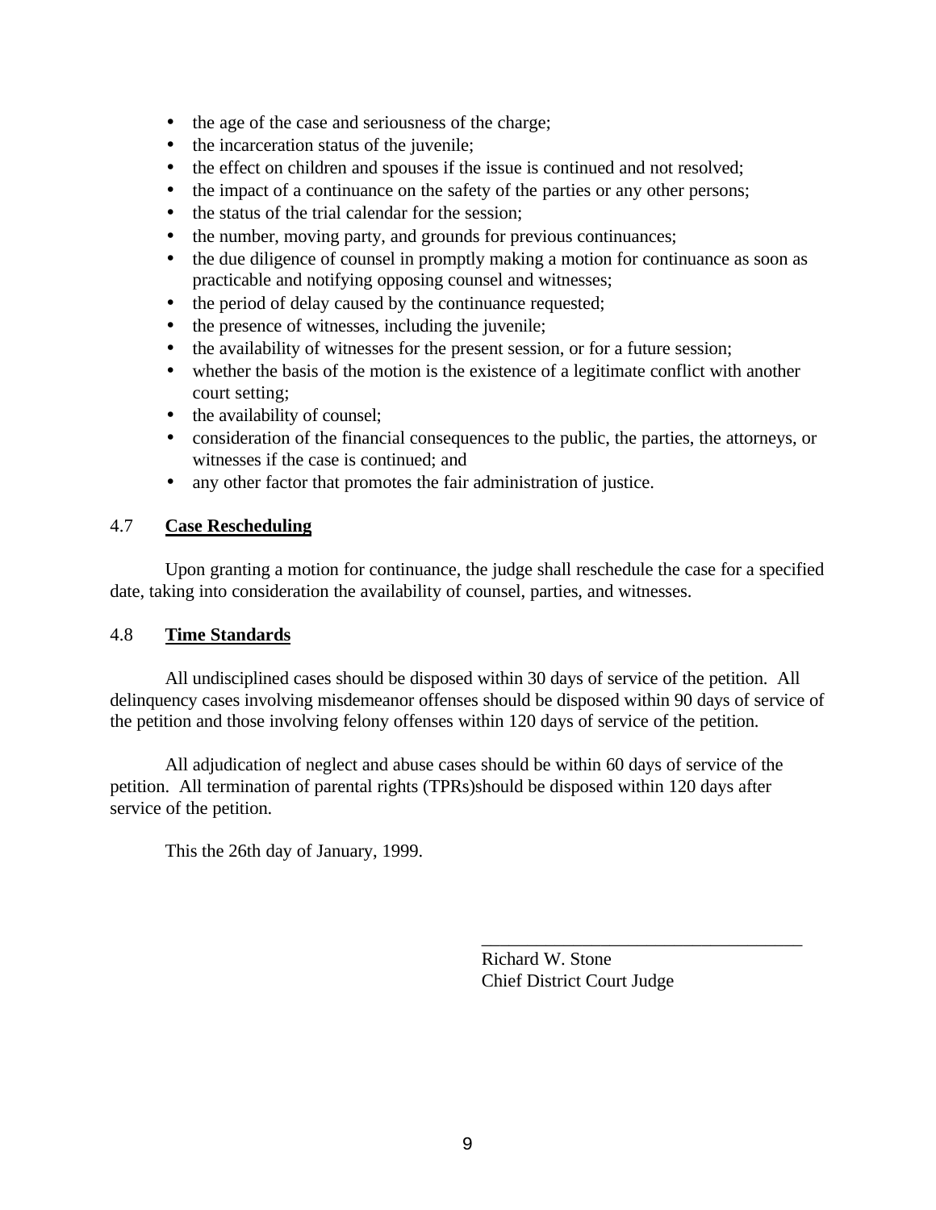- the age of the case and seriousness of the charge;
- the incarceration status of the juvenile;
- the effect on children and spouses if the issue is continued and not resolved;
- the impact of a continuance on the safety of the parties or any other persons;
- the status of the trial calendar for the session;
- the number, moving party, and grounds for previous continuances;
- the due diligence of counsel in promptly making a motion for continuance as soon as practicable and notifying opposing counsel and witnesses;
- the period of delay caused by the continuance requested;
- the presence of witnesses, including the juvenile;
- the availability of witnesses for the present session, or for a future session;
- whether the basis of the motion is the existence of a legitimate conflict with another court setting;
- the availability of counsel;
- consideration of the financial consequences to the public, the parties, the attorneys, or witnesses if the case is continued; and
- any other factor that promotes the fair administration of justice.

4.7 **Case Rescheduling**

Upon granting a motion for continuance, the judge shall reschedule the case for a specified date, taking into consideration the availability of counsel, parties, and witnesses.

4.8 **Time Standards**

All undisciplined cases should be disposed within 30 days of service of the petition. All delinquency cases involving misdemeanor offenses should be disposed within 90 days of service of the petition and those involving felony offenses within 120 days of service of the petition.

All adjudication of neglect and abuse cases should be within 60 days of service of the petition. All termination of parental rights (TPRs)should be disposed within 120 days after service of the petition.

This the 26th day of January, 1999.

\_\_\_\_\_\_\_\_\_\_\_\_\_\_\_\_\_\_\_\_\_\_\_\_\_\_\_\_\_\_\_\_\_\_\_

Richard W. Stone
Chief District Court Judge